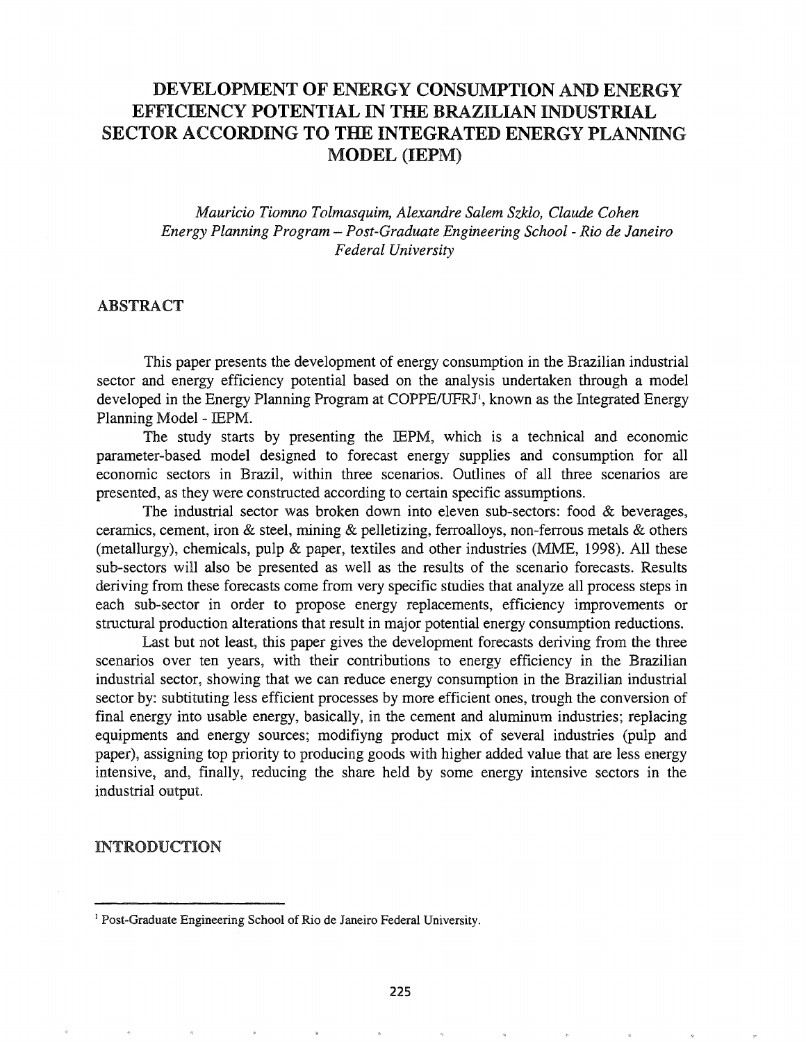# DEVELOPMENT OF ENERGY CONSUMPTION AND ENERGY EFFICIENCY POTENTIAL IN THE BRAZILIAN INDUSTRIAL SECTOR ACCORDING TO THE INTEGRATED ENERGY PLANNING MODEL (IEPM)

*Mauricio Tiomno Tolmasquim, Alexandre Salem Szklo, Claude Cohen*
*Energy Planning Program – Post-Graduate Engineering School - Rio de Janeiro Federal University*

## ABSTRACT

This paper presents the development of energy consumption in the Brazilian industrial sector and energy efficiency potential based on the analysis undertaken through a model developed in the Energy Planning Program at COPPE/UFRJ[1], known as the Integrated Energy Planning Model - IEPM.

The study starts by presenting the IEPM, which is a technical and economic parameter-based model designed to forecast energy supplies and consumption for all economic sectors in Brazil, within three scenarios. Outlines of all three scenarios are presented, as they were constructed according to certain specific assumptions.

The industrial sector was broken down into eleven sub-sectors: food & beverages, ceramics, cement, iron & steel, mining & pelletizing, ferroalloys, non-ferrous metals & others (metallurgy), chemicals, pulp & paper, textiles and other industries (MME, 1998). All these sub-sectors will also be presented as well as the results of the scenario forecasts. Results deriving from these forecasts come from very specific studies that analyze all process steps in each sub-sector in order to propose energy replacements, efficiency improvements or structural production alterations that result in major potential energy consumption reductions.

Last but not least, this paper gives the development forecasts deriving from the three scenarios over ten years, with their contributions to energy efficiency in the Brazilian industrial sector, showing that we can reduce energy consumption in the Brazilian industrial sector by: subtituting less efficient processes by more efficient ones, trough the conversion of final energy into usable energy, basically, in the cement and aluminum industries; replacing equipments and energy sources; modifiyng product mix of several industries (pulp and paper), assigning top priority to producing goods with higher added value that are less energy intensive, and, finally, reducing the share held by some energy intensive sectors in the industrial output.

## INTRODUCTION

[1] Post-Graduate Engineering School of Rio de Janeiro Federal University.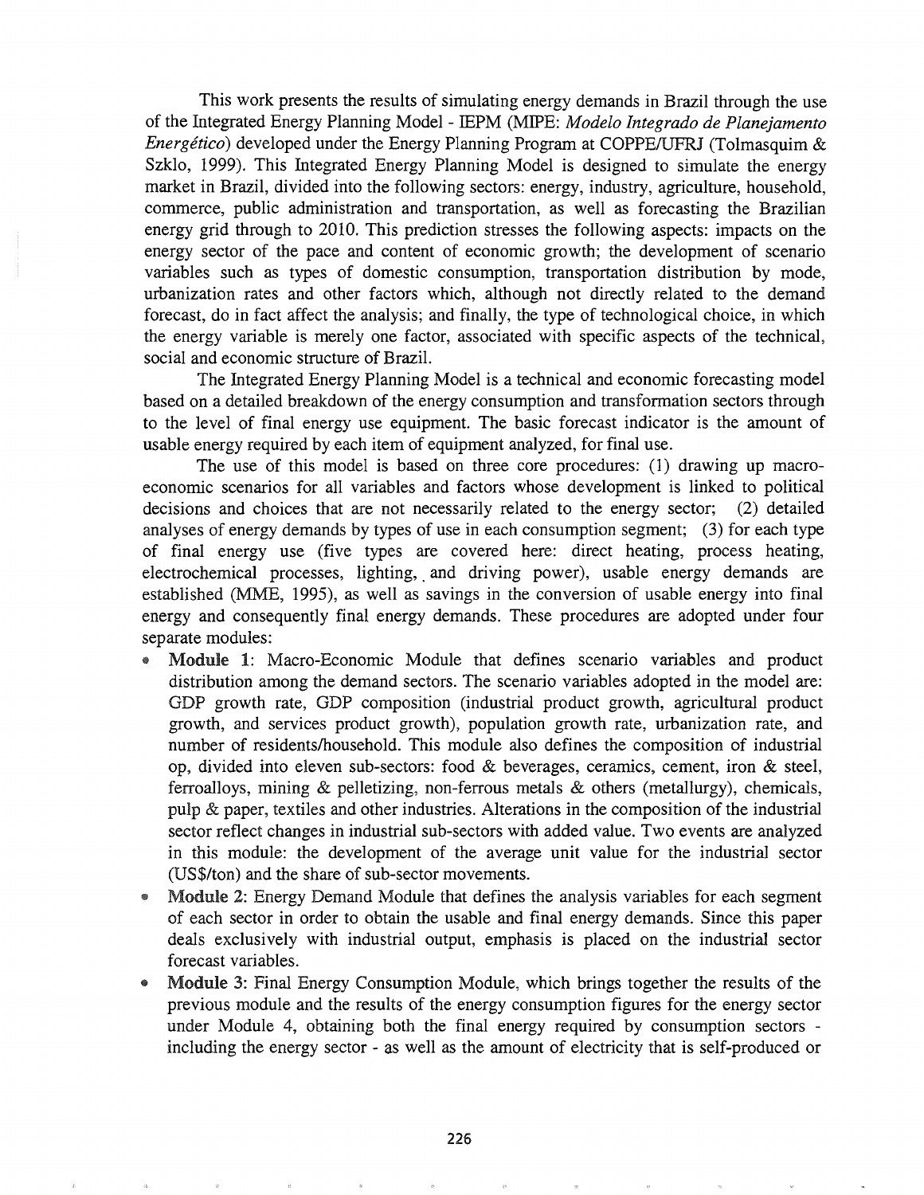This work presents the results of simulating energy demands in Brazil through the use of the Integrated Energy Planning Model - IEPM (MIPE: *Modelo Integrado de Planejamento Energético*) developed under the Energy Planning Program at COPPE/UFRJ (Tolmasquim & Szklo, 1999). This Integrated Energy Planning Model is designed to simulate the energy market in Brazil, divided into the following sectors: energy, industry, agriculture, household, commerce, public administration and transportation, as well as forecasting the Brazilian energy grid through to 2010. This prediction stresses the following aspects: impacts on the energy sector of the pace and content of economic growth; the development of scenario variables such as types of domestic consumption, transportation distribution by mode, urbanization rates and other factors which, although not directly related to the demand forecast, do in fact affect the analysis; and finally, the type of technological choice, in which the energy variable is merely one factor, associated with specific aspects of the technical, social and economic structure of Brazil.

The Integrated Energy Planning Model is a technical and economic forecasting model based on a detailed breakdown of the energy consumption and transformation sectors through to the level of final energy use equipment. The basic forecast indicator is the amount of usable energy required by each item of equipment analyzed, for final use.

The use of this model is based on three core procedures: (1) drawing up macro-economic scenarios for all variables and factors whose development is linked to political decisions and choices that are not necessarily related to the energy sector; (2) detailed analyses of energy demands by types of use in each consumption segment; (3) for each type of final energy use (five types are covered here: direct heating, process heating, electrochemical processes, lighting, and driving power), usable energy demands are established (MME, 1995), as well as savings in the conversion of usable energy into final energy and consequently final energy demands. These procedures are adopted under four separate modules:

- **Module 1**: Macro-Economic Module that defines scenario variables and product distribution among the demand sectors. The scenario variables adopted in the model are: GDP growth rate, GDP composition (industrial product growth, agricultural product growth, and services product growth), population growth rate, urbanization rate, and number of residents/household. This module also defines the composition of industrial op, divided into eleven sub-sectors: food & beverages, ceramics, cement, iron & steel, ferroalloys, mining & pelletizing, non-ferrous metals & others (metallurgy), chemicals, pulp & paper, textiles and other industries. Alterations in the composition of the industrial sector reflect changes in industrial sub-sectors with added value. Two events are analyzed in this module: the development of the average unit value for the industrial sector (US$/ton) and the share of sub-sector movements.
- **Module 2**: Energy Demand Module that defines the analysis variables for each segment of each sector in order to obtain the usable and final energy demands. Since this paper deals exclusively with industrial output, emphasis is placed on the industrial sector forecast variables.
- **Module 3**: Final Energy Consumption Module, which brings together the results of the previous module and the results of the energy consumption figures for the energy sector under Module 4, obtaining both the final energy required by consumption sectors - including the energy sector - as well as the amount of electricity that is self-produced or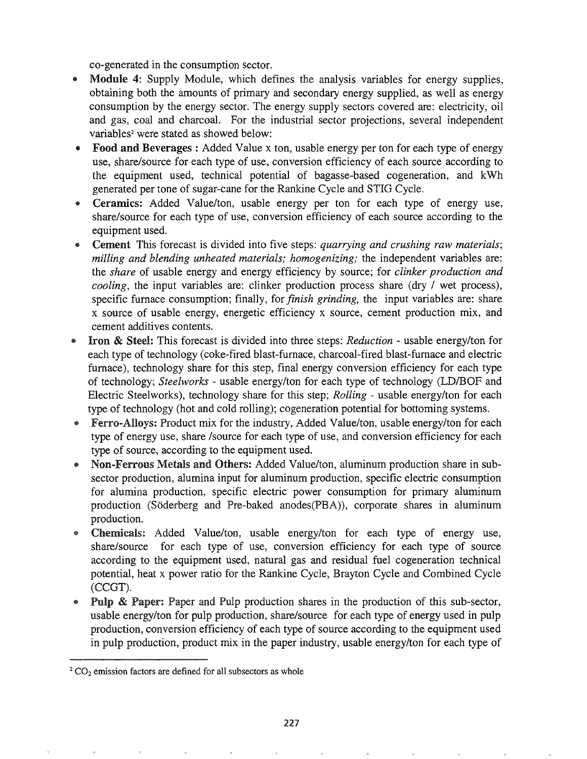co-generated in the consumption sector.

- **Module 4**: Supply Module, which defines the analysis variables for energy supplies, obtaining both the amounts of primary and secondary energy supplied, as well as energy consumption by the energy sector. The energy supply sectors covered are: electricity, oil and gas, coal and charcoal. For the industrial sector projections, several independent variables[2] were stated as showed below:
- **Food and Beverages :** Added Value x ton, usable energy per ton for each type of energy use, share/source for each type of use, conversion efficiency of each source according to the equipment used, technical potential of bagasse-based cogeneration, and kWh generated per tone of sugar-cane for the Rankine Cycle and STIG Cycle.
- **Ceramics:** Added Value/ton, usable energy per ton for each type of energy use, share/source for each type of use, conversion efficiency of each source according to the equipment used.
- **Cement** This forecast is divided into five steps: *quarrying and crushing raw materials*; *milling and blending unheated materials; homogenizing;* the independent variables are: the *share* of usable energy and energy efficiency by source; for *clinker production and cooling*, the input variables are: clinker production process share (dry / wet process), specific furnace consumption; finally, for *finish grinding,* the input variables are: share x source of usable energy, energetic efficiency x source, cement production mix, and cement additives contents.
- **Iron & Steel:** This forecast is divided into three steps: *Reduction* - usable energy/ton for each type of technology (coke-fired blast-furnace, charcoal-fired blast-furnace and electric furnace), technology share for this step, final energy conversion efficiency for each type of technology; *Steelworks* - usable energy/ton for each type of technology (LD/BOF and Electric Steelworks), technology share for this step; *Rolling* - usable energy/ton for each type of technology (hot and cold rolling); cogeneration potential for bottoming systems.
- **Ferro-Alloys:** Product mix for the industry, Added Value/ton, usable energy/ton for each type of energy use, share /source for each type of use, and conversion efficiency for each type of source, according to the equipment used.
- **Non-Ferrous Metals and Others:** Added Value/ton, aluminum production share in sub-sector production, alumina input for aluminum production, specific electric consumption for alumina production, specific electric power consumption for primary aluminum production (Söderberg and Pre-baked anodes(PBA)), corporate shares in aluminum production.
- **Chemicals:** Added Value/ton, usable energy/ton for each type of energy use, share/source for each type of use, conversion efficiency for each type of source according to the equipment used, natural gas and residual fuel cogeneration technical potential, heat x power ratio for the Rankine Cycle, Brayton Cycle and Combined Cycle (CCGT).
- **Pulp & Paper:** Paper and Pulp production shares in the production of this sub-sector, usable energy/ton for pulp production, share/source for each type of energy used in pulp production, conversion efficiency of each type of source according to the equipment used in pulp production, product mix in the paper industry, usable energy/ton for each type of

---

[2] $CO_2$ emission factors are defined for all subsectors as whole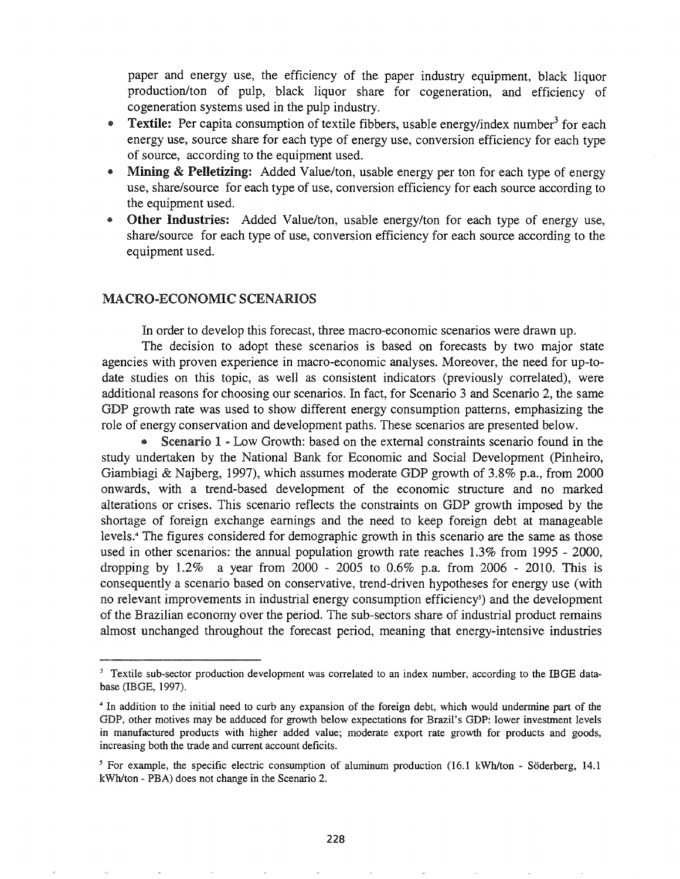paper and energy use, the efficiency of the paper industry equipment, black liquor production/ton of pulp, black liquor share for cogeneration, and efficiency of cogeneration systems used in the pulp industry.

- **Textile:** Per capita consumption of textile fibbers, usable energy/index number[3] for each energy use, source share for each type of energy use, conversion efficiency for each type of source, according to the equipment used.
- **Mining & Pelletizing:** Added Value/ton, usable energy per ton for each type of energy use, share/source for each type of use, conversion efficiency for each source according to the equipment used.
- **Other Industries:** Added Value/ton, usable energy/ton for each type of energy use, share/source for each type of use, conversion efficiency for each source according to the equipment used.

## MACRO-ECONOMIC SCENARIOS

In order to develop this forecast, three macro-economic scenarios were drawn up.

The decision to adopt these scenarios is based on forecasts by two major state agencies with proven experience in macro-economic analyses. Moreover, the need for up-to-date studies on this topic, as well as consistent indicators (previously correlated), were additional reasons for choosing our scenarios. In fact, for Scenario 3 and Scenario 2, the same GDP growth rate was used to show different energy consumption patterns, emphasizing the role of energy conservation and development paths. These scenarios are presented below.

- **Scenario 1** - Low Growth: based on the external constraints scenario found in the study undertaken by the National Bank for Economic and Social Development (Pinheiro, Giambiagi & Najberg, 1997), which assumes moderate GDP growth of 3.8% p.a., from 2000 onwards, with a trend-based development of the economic structure and no marked alterations or crises. This scenario reflects the constraints on GDP growth imposed by the shortage of foreign exchange earnings and the need to keep foreign debt at manageable levels.[4] The figures considered for demographic growth in this scenario are the same as those used in other scenarios: the annual population growth rate reaches 1.3% from 1995 - 2000, dropping by 1.2% a year from 2000 - 2005 to 0.6% p.a. from 2006 - 2010. This is consequently a scenario based on conservative, trend-driven hypotheses for energy use (with no relevant improvements in industrial energy consumption efficiency[5]) and the development of the Brazilian economy over the period. The sub-sectors share of industrial product remains almost unchanged throughout the forecast period, meaning that energy-intensive industries

---

[3] Textile sub-sector production development was correlated to an index number, according to the IBGE database (IBGE, 1997).

[4] In addition to the initial need to curb any expansion of the foreign debt, which would undermine part of the GDP, other motives may be adduced for growth below expectations for Brazil's GDP: lower investment levels in manufactured products with higher added value; moderate export rate growth for products and goods, increasing both the trade and current account deficits.

[5] For example, the specific electric consumption of aluminum production (16.1 kWh/ton - Söderberg, 14.1 kWh/ton - PBA) does not change in the Scenario 2.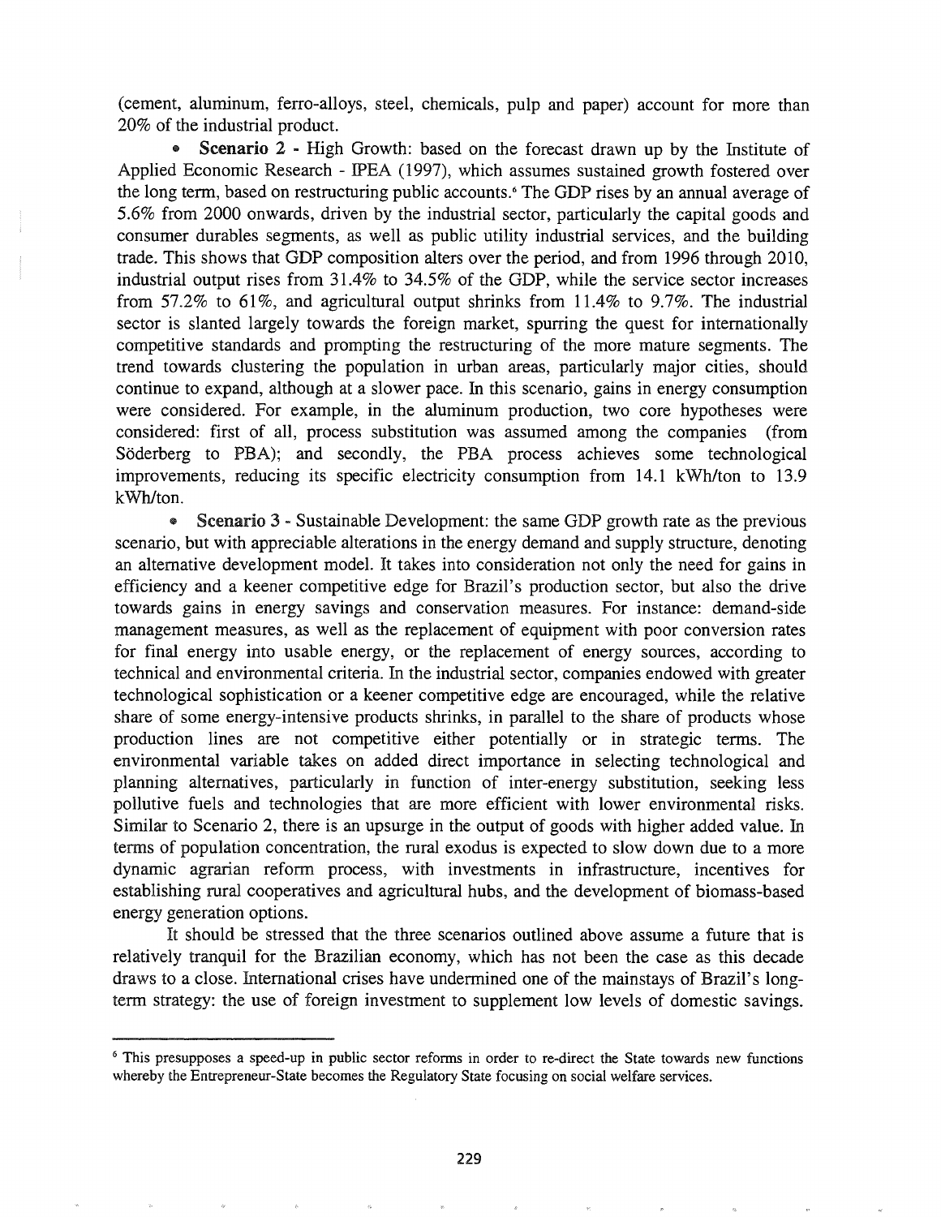(cement, aluminum, ferro-alloys, steel, chemicals, pulp and paper) account for more than 20% of the industrial product.

- **Scenario 2** - High Growth: based on the forecast drawn up by the Institute of Applied Economic Research - IPEA (1997), which assumes sustained growth fostered over the long term, based on restructuring public accounts.[6] The GDP rises by an annual average of 5.6% from 2000 onwards, driven by the industrial sector, particularly the capital goods and consumer durables segments, as well as public utility industrial services, and the building trade. This shows that GDP composition alters over the period, and from 1996 through 2010, industrial output rises from 31.4% to 34.5% of the GDP, while the service sector increases from 57.2% to 61%, and agricultural output shrinks from 11.4% to 9.7%. The industrial sector is slanted largely towards the foreign market, spurring the quest for internationally competitive standards and prompting the restructuring of the more mature segments. The trend towards clustering the population in urban areas, particularly major cities, should continue to expand, although at a slower pace. In this scenario, gains in energy consumption were considered. For example, in the aluminum production, two core hypotheses were considered: first of all, process substitution was assumed among the companies (from Söderberg to PBA); and secondly, the PBA process achieves some technological improvements, reducing its specific electricity consumption from 14.1 kWh/ton to 13.9 kWh/ton.

- **Scenario 3** - Sustainable Development: the same GDP growth rate as the previous scenario, but with appreciable alterations in the energy demand and supply structure, denoting an alternative development model. It takes into consideration not only the need for gains in efficiency and a keener competitive edge for Brazil's production sector, but also the drive towards gains in energy savings and conservation measures. For instance: demand-side management measures, as well as the replacement of equipment with poor conversion rates for final energy into usable energy, or the replacement of energy sources, according to technical and environmental criteria. In the industrial sector, companies endowed with greater technological sophistication or a keener competitive edge are encouraged, while the relative share of some energy-intensive products shrinks, in parallel to the share of products whose production lines are not competitive either potentially or in strategic terms. The environmental variable takes on added direct importance in selecting technological and planning alternatives, particularly in function of inter-energy substitution, seeking less pollutive fuels and technologies that are more efficient with lower environmental risks. Similar to Scenario 2, there is an upsurge in the output of goods with higher added value. In terms of population concentration, the rural exodus is expected to slow down due to a more dynamic agrarian reform process, with investments in infrastructure, incentives for establishing rural cooperatives and agricultural hubs, and the development of biomass-based energy generation options.

It should be stressed that the three scenarios outlined above assume a future that is relatively tranquil for the Brazilian economy, which has not been the case as this decade draws to a close. International crises have undermined one of the mainstays of Brazil's long-term strategy: the use of foreign investment to supplement low levels of domestic savings.

---

[6] This presupposes a speed-up in public sector reforms in order to re-direct the State towards new functions whereby the Entrepreneur-State becomes the Regulatory State focusing on social welfare services.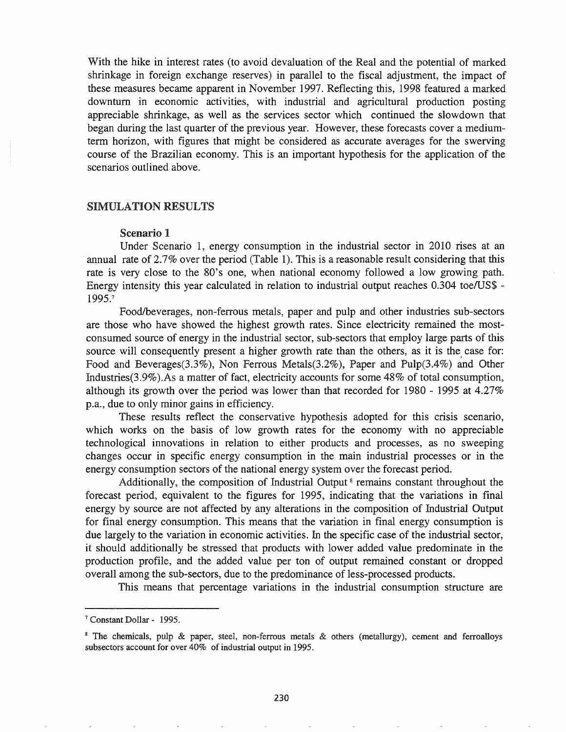With the hike in interest rates (to avoid devaluation of the Real and the potential of marked shrinkage in foreign exchange reserves) in parallel to the fiscal adjustment, the impact of these measures became apparent in November 1997. Reflecting this, 1998 featured a marked downturn in economic activities, with industrial and agricultural production posting appreciable shrinkage, as well as the services sector which continued the slowdown that began during the last quarter of the previous year. However, these forecasts cover a medium-term horizon, with figures that might be considered as accurate averages for the swerving course of the Brazilian economy. This is an important hypothesis for the application of the scenarios outlined above.

## SIMULATION RESULTS

### Scenario 1

Under Scenario 1, energy consumption in the industrial sector in 2010 rises at an annual rate of 2.7% over the period (Table 1). This is a reasonable result considering that this rate is very close to the 80's one, when national economy followed a low growing path. Energy intensity this year calculated in relation to industrial output reaches 0.304 toe/US$ - 1995.[7]

Food/beverages, non-ferrous metals, paper and pulp and other industries sub-sectors are those who have showed the highest growth rates. Since electricity remained the most-consumed source of energy in the industrial sector, sub-sectors that employ large parts of this source will consequently present a higher growth rate than the others, as it is the case for: Food and Beverages(3.3%), Non Ferrous Metals(3.2%), Paper and Pulp(3.4%) and Other Industries(3.9%).As a matter of fact, electricity accounts for some 48% of total consumption, although its growth over the period was lower than that recorded for 1980 - 1995 at 4.27% p.a., due to only minor gains in efficiency.

These results reflect the conservative hypothesis adopted for this crisis scenario, which works on the basis of low growth rates for the economy with no appreciable technological innovations in relation to either products and processes, as no sweeping changes occur in specific energy consumption in the main industrial processes or in the energy consumption sectors of the national energy system over the forecast period.

Additionally, the composition of Industrial Output[8] remains constant throughout the forecast period, equivalent to the figures for 1995, indicating that the variations in final energy by source are not affected by any alterations in the composition of Industrial Output for final energy consumption. This means that the variation in final energy consumption is due largely to the variation in economic activities. In the specific case of the industrial sector, it should additionally be stressed that products with lower added value predominate in the production profile, and the added value per ton of output remained constant or dropped overall among the sub-sectors, due to the predominance of less-processed products.

This means that percentage variations in the industrial consumption structure are

---

[7] Constant Dollar - 1995.

[8] The chemicals, pulp & paper, steel, non-ferrous metals & others (metallurgy), cement and ferroalloys subsectors account for over 40% of industrial output in 1995.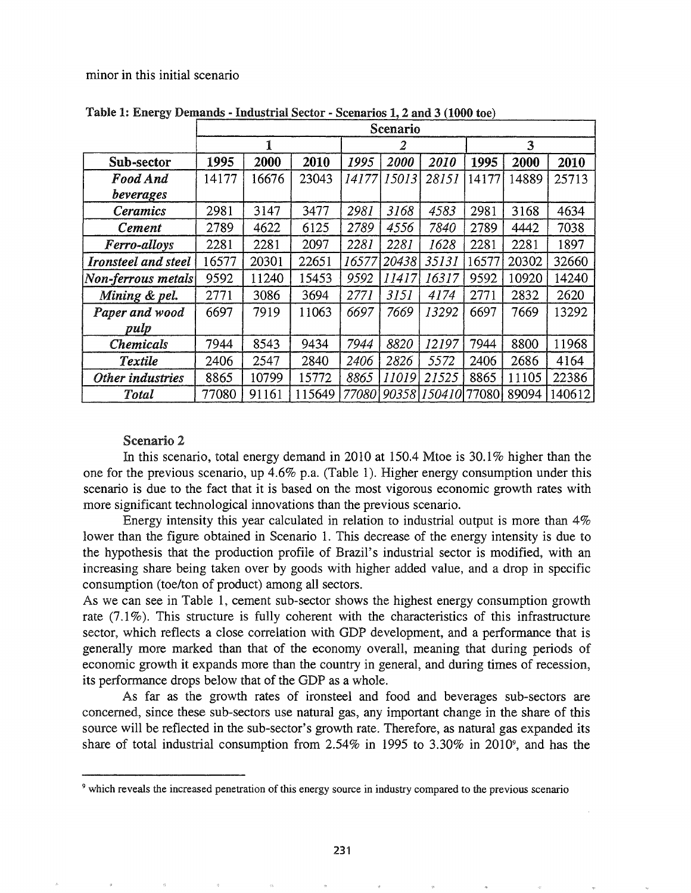minor in this initial scenario

**Table 1: Energy Demands - Industrial Sector - Scenarios 1, 2 and 3 (1000 toe)**

| | Scenario | | | | | | | | |
|---|---|---|---|---|---|---|---|---|---|
| | 1 | | | 2 | | | 3 | | |
| **Sub-sector** | **1995** | **2000** | **2010** | *1995* | *2000* | *2010* | **1995** | **2000** | **2010** |
| *Food And beverages* | 14177 | 16676 | 23043 | *14177* | *15013* | *28151* | 14177 | 14889 | 25713 |
| *Ceramics* | 2981 | 3147 | 3477 | *2981* | *3168* | *4583* | 2981 | 3168 | 4634 |
| *Cement* | 2789 | 4622 | 6125 | *2789* | *4556* | *7840* | 2789 | 4442 | 7038 |
| *Ferro-alloys* | 2281 | 2281 | 2097 | *2281* | *2281* | *1628* | 2281 | 2281 | 1897 |
| *Ironsteel and steel* | 16577 | 20301 | 22651 | *16577* | *20438* | *35131* | 16577 | 20302 | 32660 |
| *Non-ferrous metals* | 9592 | 11240 | 15453 | *9592* | *11417* | *16317* | 9592 | 10920 | 14240 |
| *Mining & pel.* | 2771 | 3086 | 3694 | *2771* | *3151* | *4174* | 2771 | 2832 | 2620 |
| *Paper and wood pulp* | 6697 | 7919 | 11063 | *6697* | *7669* | *13292* | 6697 | 7669 | 13292 |
| *Chemicals* | 7944 | 8543 | 9434 | *7944* | *8820* | *12197* | 7944 | 8800 | 11968 |
| *Textile* | 2406 | 2547 | 2840 | *2406* | *2826* | *5572* | 2406 | 2686 | 4164 |
| *Other industries* | 8865 | 10799 | 15772 | *8865* | *11019* | *21525* | 8865 | 11105 | 22386 |
| *Total* | 77080 | 91161 | 115649 | *77080* | *90358* | *150410* | 77080 | 89094 | 140612 |

### Scenario 2

In this scenario, total energy demand in 2010 at 150.4 Mtoe is 30.1% higher than the one for the previous scenario, up 4.6% p.a. (Table 1). Higher energy consumption under this scenario is due to the fact that it is based on the most vigorous economic growth rates with more significant technological innovations than the previous scenario.

Energy intensity this year calculated in relation to industrial output is more than 4% lower than the figure obtained in Scenario 1. This decrease of the energy intensity is due to the hypothesis that the production profile of Brazil's industrial sector is modified, with an increasing share being taken over by goods with higher added value, and a drop in specific consumption (toe/ton of product) among all sectors.

As we can see in Table 1, cement sub-sector shows the highest energy consumption growth rate (7.1%). This structure is fully coherent with the characteristics of this infrastructure sector, which reflects a close correlation with GDP development, and a performance that is generally more marked than that of the economy overall, meaning that during periods of economic growth it expands more than the country in general, and during times of recession, its performance drops below that of the GDP as a whole.

As far as the growth rates of ironsteel and food and beverages sub-sectors are concerned, since these sub-sectors use natural gas, any important change in the share of this source will be reflected in the sub-sector's growth rate. Therefore, as natural gas expanded its share of total industrial consumption from 2.54% in 1995 to 3.30% in 2010[9], and has the

---

[9] which reveals the increased penetration of this energy source in industry compared to the previous scenario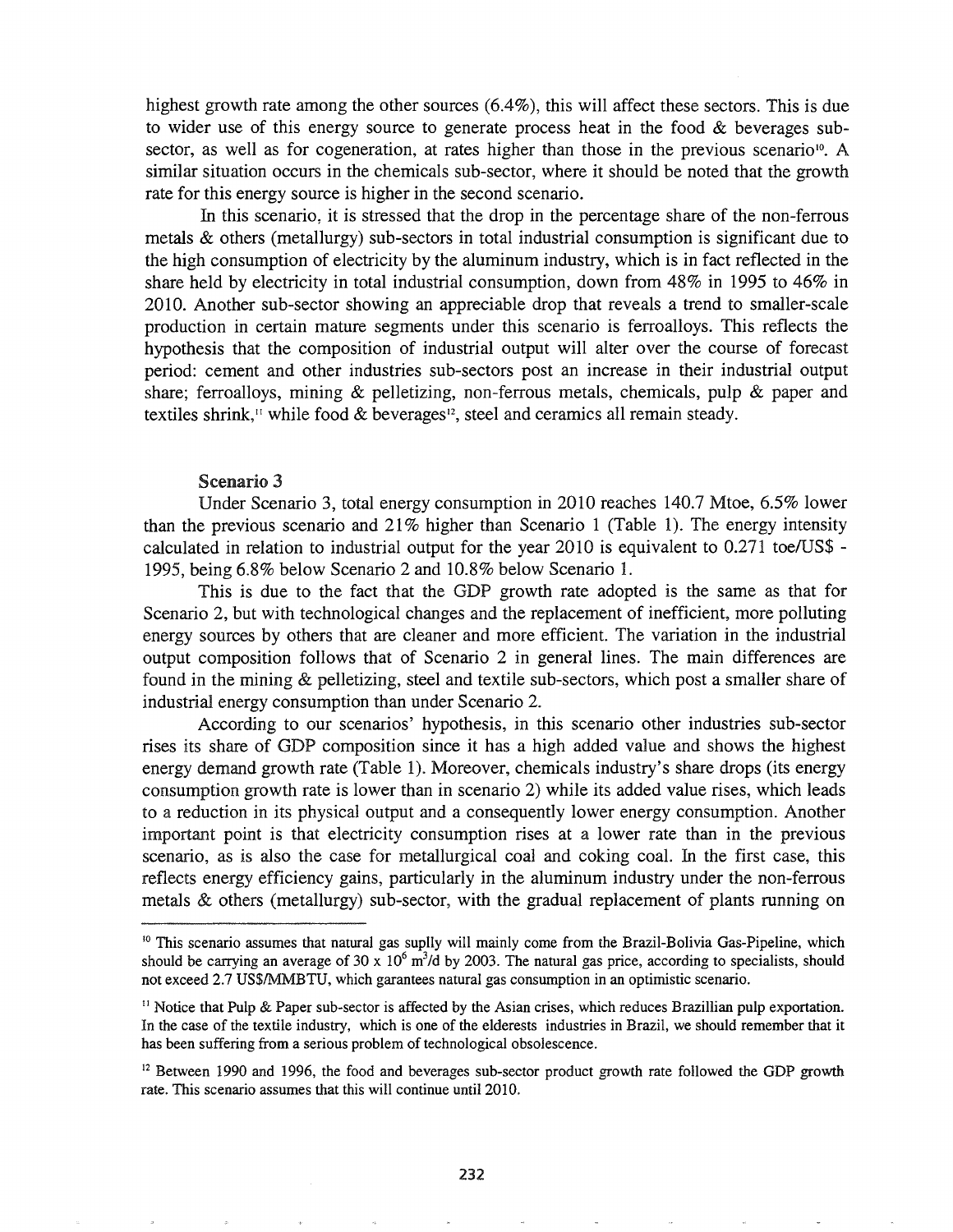highest growth rate among the other sources (6.4%), this will affect these sectors. This is due to wider use of this energy source to generate process heat in the food & beverages sub-sector, as well as for cogeneration, at rates higher than those in the previous scenario[10]. A similar situation occurs in the chemicals sub-sector, where it should be noted that the growth rate for this energy source is higher in the second scenario.

In this scenario, it is stressed that the drop in the percentage share of the non-ferrous metals & others (metallurgy) sub-sectors in total industrial consumption is significant due to the high consumption of electricity by the aluminum industry, which is in fact reflected in the share held by electricity in total industrial consumption, down from 48% in 1995 to 46% in 2010. Another sub-sector showing an appreciable drop that reveals a trend to smaller-scale production in certain mature segments under this scenario is ferroalloys. This reflects the hypothesis that the composition of industrial output will alter over the course of forecast period: cement and other industries sub-sectors post an increase in their industrial output share; ferroalloys, mining & pelletizing, non-ferrous metals, chemicals, pulp & paper and textiles shrink,[11] while food & beverages[12], steel and ceramics all remain steady.

### Scenario 3

Under Scenario 3, total energy consumption in 2010 reaches 140.7 Mtoe, 6.5% lower than the previous scenario and 21% higher than Scenario 1 (Table 1). The energy intensity calculated in relation to industrial output for the year 2010 is equivalent to 0.271 toe/US$ - 1995, being 6.8% below Scenario 2 and 10.8% below Scenario 1.

This is due to the fact that the GDP growth rate adopted is the same as that for Scenario 2, but with technological changes and the replacement of inefficient, more polluting energy sources by others that are cleaner and more efficient. The variation in the industrial output composition follows that of Scenario 2 in general lines. The main differences are found in the mining & pelletizing, steel and textile sub-sectors, which post a smaller share of industrial energy consumption than under Scenario 2.

According to our scenarios' hypothesis, in this scenario other industries sub-sector rises its share of GDP composition since it has a high added value and shows the highest energy demand growth rate (Table 1). Moreover, chemicals industry's share drops (its energy consumption growth rate is lower than in scenario 2) while its added value rises, which leads to a reduction in its physical output and a consequently lower energy consumption. Another important point is that electricity consumption rises at a lower rate than in the previous scenario, as is also the case for metallurgical coal and coking coal. In the first case, this reflects energy efficiency gains, particularly in the aluminum industry under the non-ferrous metals & others (metallurgy) sub-sector, with the gradual replacement of plants running on

---

[10] This scenario assumes that natural gas suplly will mainly come from the Brazil-Bolivia Gas-Pipeline, which should be carrying an average of $30 \times 10^6$ $m^3/d$ by 2003. The natural gas price, according to specialists, should not exceed 2.7 US$/MMBTU, which garantees natural gas consumption in an optimistic scenario.

[11] Notice that Pulp & Paper sub-sector is affected by the Asian crises, which reduces Brazillian pulp exportation. In the case of the textile industry, which is one of the elderests industries in Brazil, we should remember that it has been suffering from a serious problem of technological obsolescence.

[12] Between 1990 and 1996, the food and beverages sub-sector product growth rate followed the GDP growth rate. This scenario assumes that this will continue until 2010.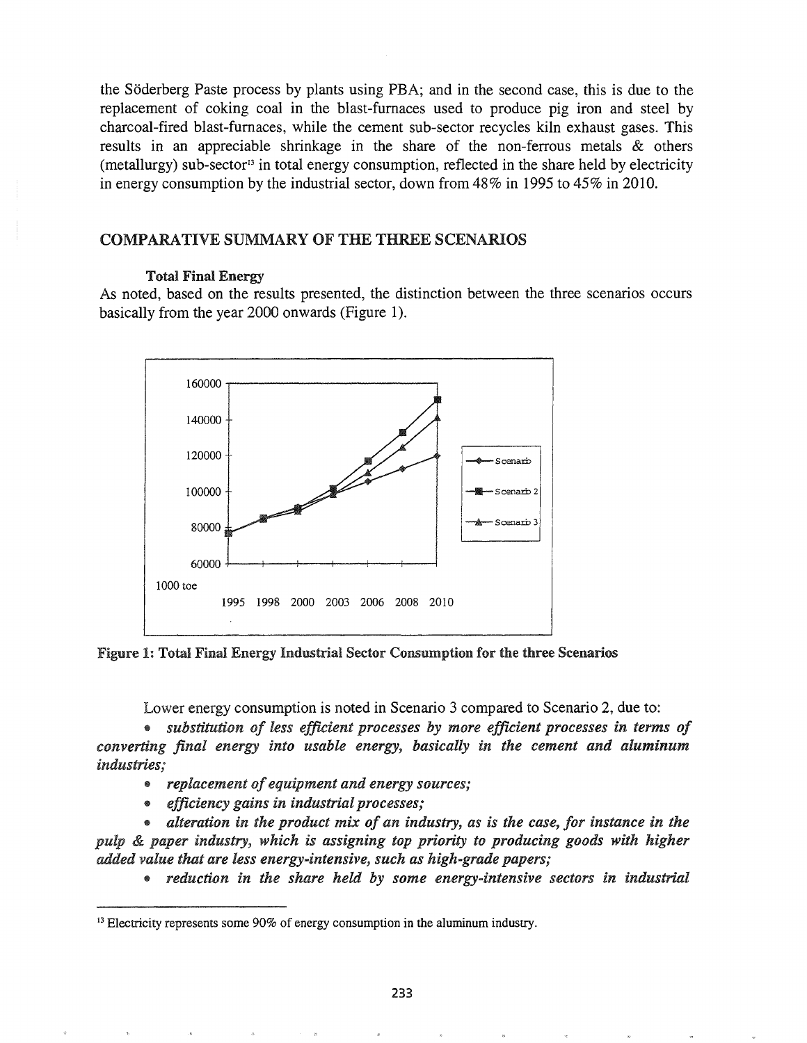the Söderberg Paste process by plants using PBA; and in the second case, this is due to the replacement of coking coal in the blast-furnaces used to produce pig iron and steel by charcoal-fired blast-furnaces, while the cement sub-sector recycles kiln exhaust gases. This results in an appreciable shrinkage in the share of the non-ferrous metals & others (metallurgy) sub-sector[13] in total energy consumption, reflected in the share held by electricity in energy consumption by the industrial sector, down from 48% in 1995 to 45% in 2010.

## COMPARATIVE SUMMARY OF THE THREE SCENARIOS

### Total Final Energy

As noted, based on the results presented, the distinction between the three scenarios occurs basically from the year 2000 onwards (Figure 1).

**Figure 1: Total Final Energy Industrial Sector Consumption for the three Scenarios**

Lower energy consumption is noted in Scenario 3 compared to Scenario 2, due to:

- *substitution of less efficient processes by more efficient processes in terms of converting final energy into usable energy, basically in the cement and aluminum industries;*
- *replacement of equipment and energy sources;*
- *efficiency gains in industrial processes;*
- *alteration in the product mix of an industry, as is the case, for instance in the pulp & paper industry, which is assigning top priority to producing goods with higher added value that are less energy-intensive, such as high-grade papers;*
- *reduction in the share held by some energy-intensive sectors in industrial*

[13] Electricity represents some 90% of energy consumption in the aluminum industry.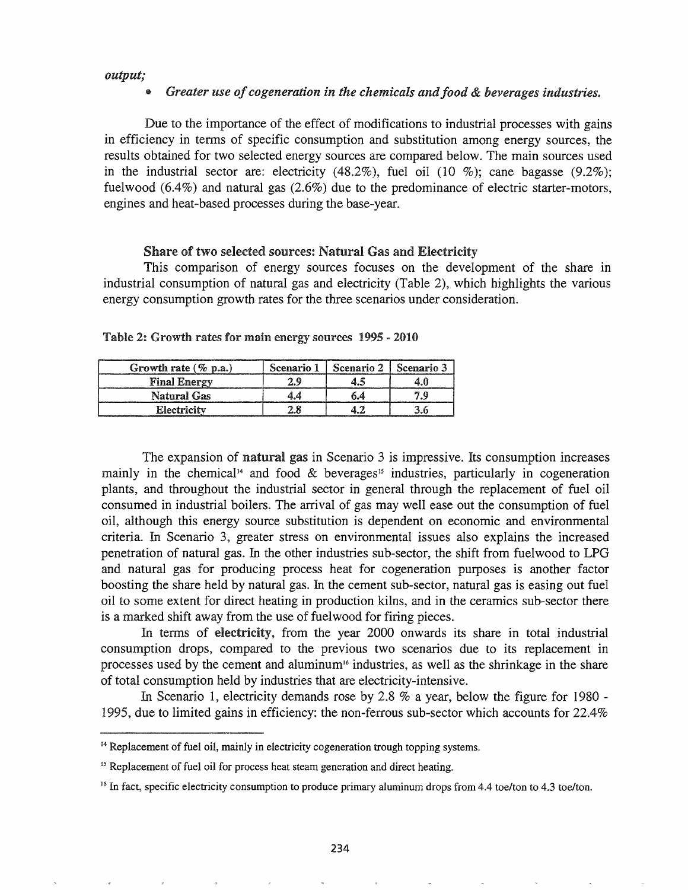*output;*

- *Greater use of cogeneration in the chemicals and food & beverages industries.*

Due to the importance of the effect of modifications to industrial processes with gains in efficiency in terms of specific consumption and substitution among energy sources, the results obtained for two selected energy sources are compared below. The main sources used in the industrial sector are: electricity (48.2%), fuel oil (10 %); cane bagasse (9.2%); fuelwood (6.4%) and natural gas (2.6%) due to the predominance of electric starter-motors, engines and heat-based processes during the base-year.

### Share of two selected sources: Natural Gas and Electricity

This comparison of energy sources focuses on the development of the share in industrial consumption of natural gas and electricity (Table 2), which highlights the various energy consumption growth rates for the three scenarios under consideration.

**Table 2: Growth rates for main energy sources 1995 - 2010**

| Growth rate (% p.a.) | Scenario 1 | Scenario 2 | Scenario 3 |
|---|---|---|---|
| **Final Energy** | 2.9 | 4.5 | 4.0 |
| **Natural Gas** | 4.4 | 6.4 | 7.9 |
| **Electricity** | 2.8 | 4.2 | 3.6 |

The expansion of **natural gas** in Scenario 3 is impressive. Its consumption increases mainly in the chemical[14] and food & beverages[15] industries, particularly in cogeneration plants, and throughout the industrial sector in general through the replacement of fuel oil consumed in industrial boilers. The arrival of gas may well ease out the consumption of fuel oil, although this energy source substitution is dependent on economic and environmental criteria. In Scenario 3, greater stress on environmental issues also explains the increased penetration of natural gas. In the other industries sub-sector, the shift from fuelwood to LPG and natural gas for producing process heat for cogeneration purposes is another factor boosting the share held by natural gas. In the cement sub-sector, natural gas is easing out fuel oil to some extent for direct heating in production kilns, and in the ceramics sub-sector there is a marked shift away from the use of fuelwood for firing pieces.

In terms of **electricity**, from the year 2000 onwards its share in total industrial consumption drops, compared to the previous two scenarios due to its replacement in processes used by the cement and aluminum[16] industries, as well as the shrinkage in the share of total consumption held by industries that are electricity-intensive.

In Scenario 1, electricity demands rose by 2.8 % a year, below the figure for 1980 - 1995, due to limited gains in efficiency: the non-ferrous sub-sector which accounts for 22.4%

---

[14] Replacement of fuel oil, mainly in electricity cogeneration trough topping systems.

[15] Replacement of fuel oil for process heat steam generation and direct heating.

[16] In fact, specific electricity consumption to produce primary aluminum drops from 4.4 toe/ton to 4.3 toe/ton.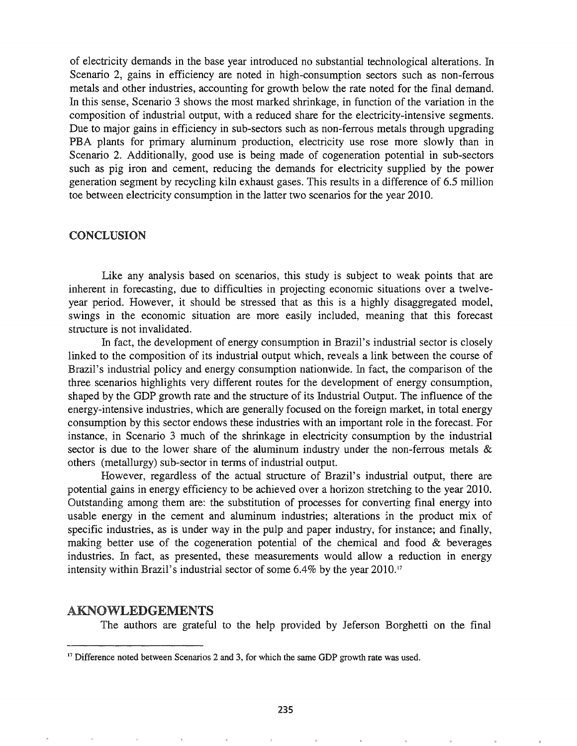of electricity demands in the base year introduced no substantial technological alterations. In Scenario 2, gains in efficiency are noted in high-consumption sectors such as non-ferrous metals and other industries, accounting for growth below the rate noted for the final demand. In this sense, Scenario 3 shows the most marked shrinkage, in function of the variation in the composition of industrial output, with a reduced share for the electricity-intensive segments. Due to major gains in efficiency in sub-sectors such as non-ferrous metals through upgrading PBA plants for primary aluminum production, electricity use rose more slowly than in Scenario 2. Additionally, good use is being made of cogeneration potential in sub-sectors such as pig iron and cement, reducing the demands for electricity supplied by the power generation segment by recycling kiln exhaust gases. This results in a difference of 6.5 million toe between electricity consumption in the latter two scenarios for the year 2010.

## CONCLUSION

Like any analysis based on scenarios, this study is subject to weak points that are inherent in forecasting, due to difficulties in projecting economic situations over a twelve-year period. However, it should be stressed that as this is a highly disaggregated model, swings in the economic situation are more easily included, meaning that this forecast structure is not invalidated.

In fact, the development of energy consumption in Brazil's industrial sector is closely linked to the composition of its industrial output which, reveals a link between the course of Brazil's industrial policy and energy consumption nationwide. In fact, the comparison of the three scenarios highlights very different routes for the development of energy consumption, shaped by the GDP growth rate and the structure of its Industrial Output. The influence of the energy-intensive industries, which are generally focused on the foreign market, in total energy consumption by this sector endows these industries with an important role in the forecast. For instance, in Scenario 3 much of the shrinkage in electricity consumption by the industrial sector is due to the lower share of the aluminum industry under the non-ferrous metals & others (metallurgy) sub-sector in terms of industrial output.

However, regardless of the actual structure of Brazil's industrial output, there are potential gains in energy efficiency to be achieved over a horizon stretching to the year 2010. Outstanding among them are: the substitution of processes for converting final energy into usable energy in the cement and aluminum industries; alterations in the product mix of specific industries, as is under way in the pulp and paper industry, for instance; and finally, making better use of the cogeneration potential of the chemical and food & beverages industries. In fact, as presented, these measurements would allow a reduction in energy intensity within Brazil's industrial sector of some 6.4% by the year 2010.[17]

## AKNOWLEDGEMENTS

The authors are grateful to the help provided by Jeferson Borghetti on the final

---

[17] Difference noted between Scenarios 2 and 3, for which the same GDP growth rate was used.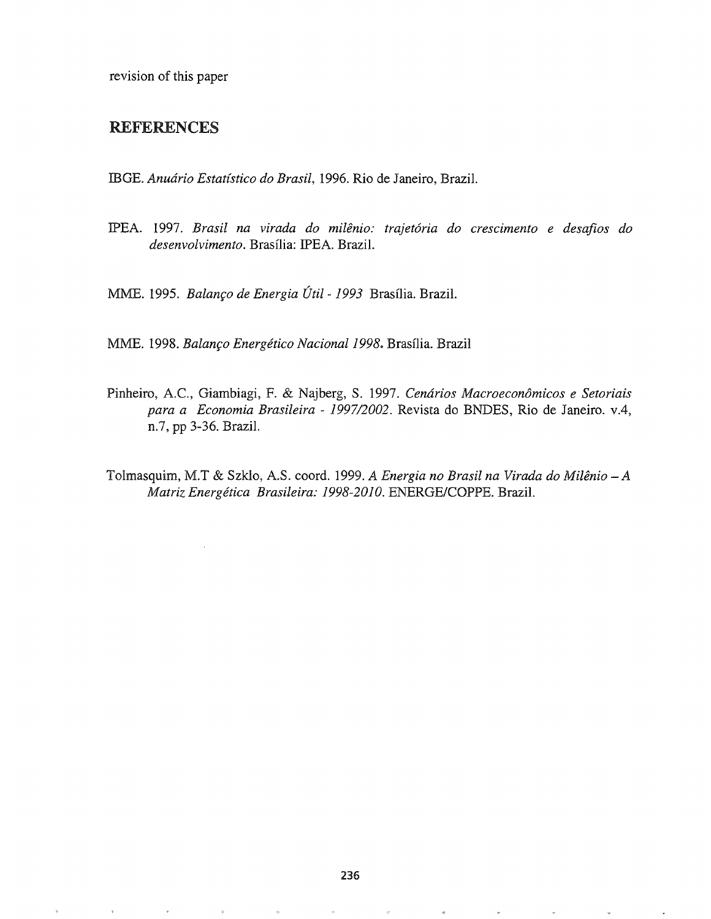revision of this paper

## REFERENCES

IBGE. *Anuário Estatístico do Brasil*, 1996. Rio de Janeiro, Brazil.

IPEA. 1997. *Brasil na virada do milênio: trajetória do crescimento e desafios do desenvolvimento*. Brasília: IPEA. Brazil.

MME. 1995. *Balanço de Energia Útil - 1993* Brasília. Brazil.

MME. 1998. *Balanço Energético Nacional 1998*. Brasília. Brazil

Pinheiro, A.C., Giambiagi, F. & Najberg, S. 1997. *Cenários Macroeconômicos e Setoriais para a Economia Brasileira - 1997/2002*. Revista do BNDES, Rio de Janeiro. v.4, n.7, pp 3-36. Brazil.

Tolmasquim, M.T & Szklo, A.S. coord. 1999. *A Energia no Brasil na Virada do Milênio – A Matriz Energética Brasileira: 1998-2010*. ENERGE/COPPE. Brazil.